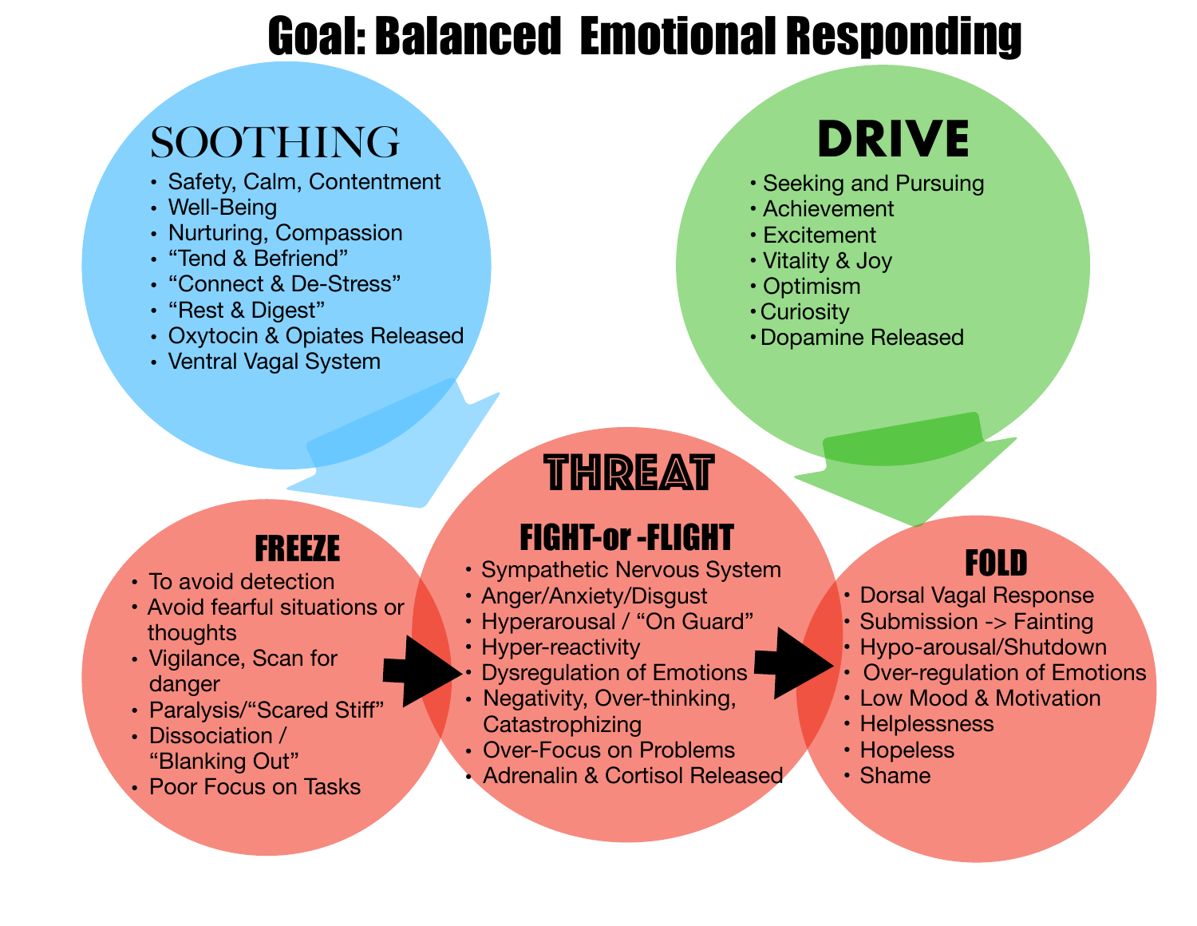# Goal: Balanced Emotional Responding

## SOOTHING

- Safety, Calm, Contentment
- Well-Being
- Nurturing, Compassion
- "Tend & Befriend"
- "Connect & De-Stress"
- "Rest & Digest"
- Oxytocin & Opiates Released
- Ventral Vagal System

## DRIVE

- Seeking and Pursuing
- Achievement
- Excitement
- Vitality & Joy
- Optimism
- Curiosity
- Dopamine Released

## THREAT

### FREEZE

- To avoid detection
- Avoid fearful situations or thoughts
- Vigilance, Scan for danger
- Paralysis/"Scared Stiff"
- Dissociation / "Blanking Out"
- Poor Focus on Tasks

### FIGHT-or -FLIGHT

- Sympathetic Nervous System
- Anger/Anxiety/Disgust
- Hyperarousal / "On Guard"
- Hyper-reactivity
- Dysregulation of Emotions
- Negativity, Over-thinking, Catastrophizing
- Over-Focus on Problems
- Adrenalin & Cortisol Released

### FOLD

- Dorsal Vagal Response
- Submission -> Fainting
- Hypo-arousal/Shutdown
- Over-regulation of Emotions
- Low Mood & Motivation
- Helplessness
- Hopeless
- Shame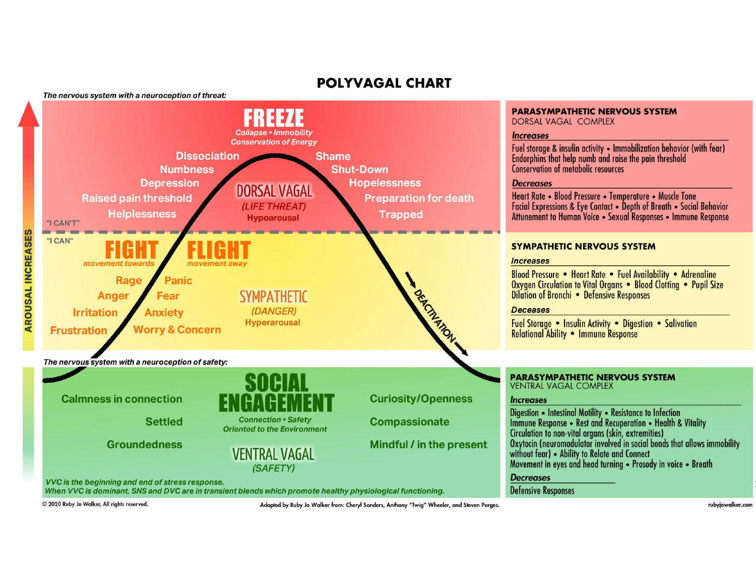# POLYVAGAL CHART

*The nervous system with a neuroception of threat:*

## FREEZE

*Collapse • Immobility*
*Conservation of Energy*

Dissociation
Numbness
Depression
Raised pain threshold
Helplessness

Shame
Shut-Down
Hopelessness
Preparation for death
Trapped

**DORSAL VAGAL**
*(LIFE THREAT)*
Hypoarousal

"I CAN'T"

"I CAN"

## FIGHT

*movement towards*

Rage
Anger
Irritation
Frustration

## FLIGHT

*movement away*

Panic
Fear
Anxiety
Worry & Concern

**SYMPATHETIC**
*(DANGER)*
Hyperarousal

DEACTIVATION

AROUSAL INCREASES

*The nervous system with a neuroception of safety:*

## SOCIAL ENGAGEMENT

*Connection • Safety*
*Oriented to the Environment*

Calmness in connection
Settled
Groundedness

Curiosity/Openness
Compassionate
Mindful / in the present

**VENTRAL VAGAL**
*(SAFETY)*

*VVC is the beginning and end of stress response.*
*When VVC is dominant, SNS and DVC are in transient blends which promote healthy physiological functioning.*

### PARASYMPATHETIC NERVOUS SYSTEM
DORSAL VAGAL COMPLEX

***Increases***

Fuel storage & insulin activity • Immobilization behavior (with fear)
Endorphins that help numb and raise the pain threshold
Conservation of metabolic resources

***Decreases***

Heart Rate • Blood Pressure • Temperature • Muscle Tone
Facial Expressions & Eye Contact • Depth of Breath • Social Behavior
Attunement to Human Voice • Sexual Responses • Immune Response

### SYMPATHETIC NERVOUS SYSTEM

***Increases***

Blood Pressure • Heart Rate • Fuel Availability • Adrenaline
Oxygen Circulation to Vital Organs • Blood Clotting • Pupil Size
Dilation of Bronchi • Defensive Responses

***Deceases***

Fuel Storage • Insulin Activity • Digestion • Salivation
Relational Ability • Immune Response

### PARASYMPATHETIC NERVOUS SYSTEM
VENTRAL VAGAL COMPLEX

***Increases***

Digestion • Intestinal Motility • Resistance to Infection
Immune Response • Rest and Recuperation • Health & Vitality
Circulation to non-vital organs (skin, extremities)
Oxytocin (neuromodulator involved in social bonds that allows immobility without fear) • Ability to Relate and Connect
Movement in eyes and head turning • Prosody in voice • Breath

***Decreases***

Defensive Responses

© 2020 Ruby Jo Walker, All rights reserved.

Adapted by Ruby Jo Walker from: Cheryl Sanders, Anthony "Twig" Wheeler, and Steven Porges.

rubyjowalker.com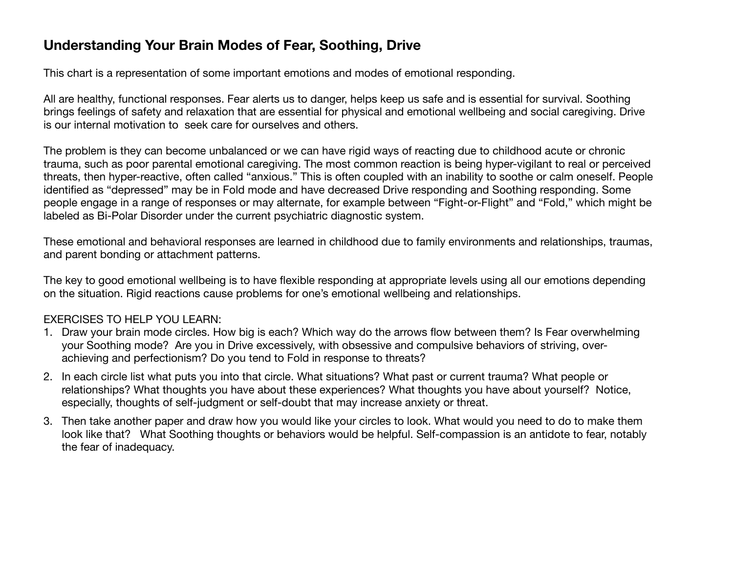## Understanding Your Brain Modes of Fear, Soothing, Drive

This chart is a representation of some important emotions and modes of emotional responding.

All are healthy, functional responses. Fear alerts us to danger, helps keep us safe and is essential for survival. Soothing brings feelings of safety and relaxation that are essential for physical and emotional wellbeing and social caregiving. Drive is our internal motivation to seek care for ourselves and others.

The problem is they can become unbalanced or we can have rigid ways of reacting due to childhood acute or chronic trauma, such as poor parental emotional caregiving. The most common reaction is being hyper-vigilant to real or perceived threats, then hyper-reactive, often called "anxious." This is often coupled with an inability to soothe or calm oneself. People identified as "depressed" may be in Fold mode and have decreased Drive responding and Soothing responding. Some people engage in a range of responses or may alternate, for example between "Fight-or-Flight" and "Fold," which might be labeled as Bi-Polar Disorder under the current psychiatric diagnostic system.

These emotional and behavioral responses are learned in childhood due to family environments and relationships, traumas, and parent bonding or attachment patterns.

The key to good emotional wellbeing is to have flexible responding at appropriate levels using all our emotions depending on the situation. Rigid reactions cause problems for one's emotional wellbeing and relationships.

EXERCISES TO HELP YOU LEARN:

1. Draw your brain mode circles. How big is each? Which way do the arrows flow between them? Is Fear overwhelming your Soothing mode? Are you in Drive excessively, with obsessive and compulsive behaviors of striving, over-achieving and perfectionism? Do you tend to Fold in response to threats?
2. In each circle list what puts you into that circle. What situations? What past or current trauma? What people or relationships? What thoughts you have about these experiences? What thoughts you have about yourself? Notice, especially, thoughts of self-judgment or self-doubt that may increase anxiety or threat.
3. Then take another paper and draw how you would like your circles to look. What would you need to do to make them look like that? What Soothing thoughts or behaviors would be helpful. Self-compassion is an antidote to fear, notably the fear of inadequacy.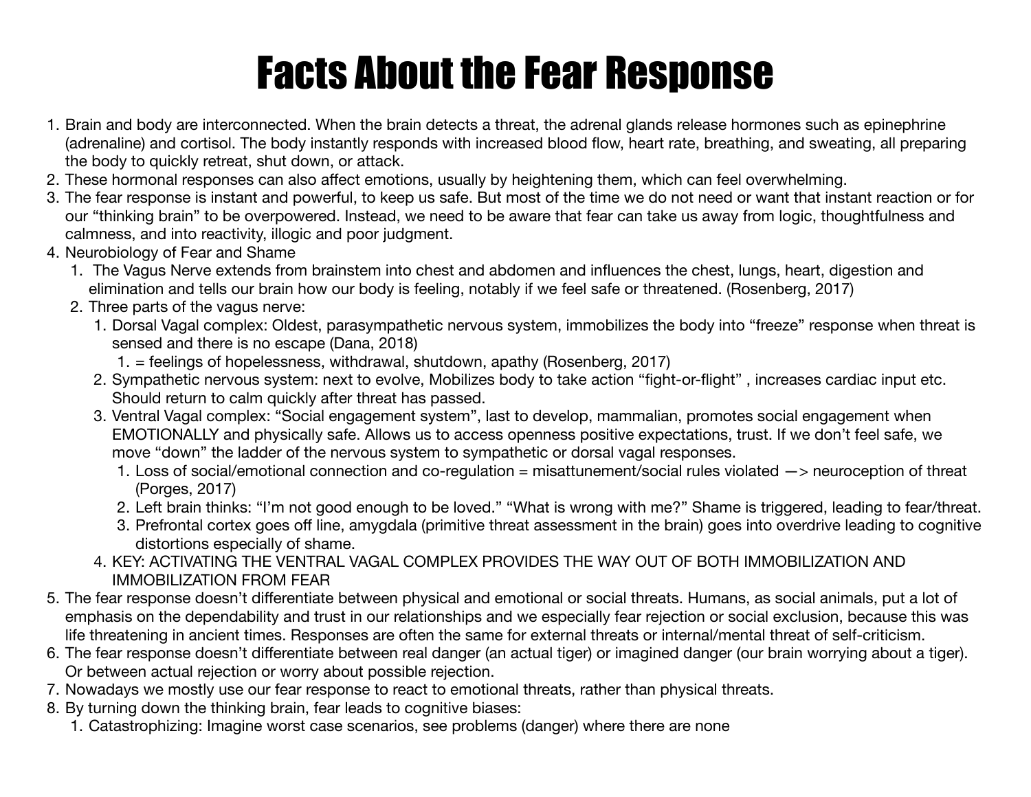# Facts About the Fear Response

1. Brain and body are interconnected. When the brain detects a threat, the adrenal glands release hormones such as epinephrine (adrenaline) and cortisol. The body instantly responds with increased blood flow, heart rate, breathing, and sweating, all preparing the body to quickly retreat, shut down, or attack.
2. These hormonal responses can also affect emotions, usually by heightening them, which can feel overwhelming.
3. The fear response is instant and powerful, to keep us safe. But most of the time we do not need or want that instant reaction or for our "thinking brain" to be overpowered. Instead, we need to be aware that fear can take us away from logic, thoughtfulness and calmness, and into reactivity, illogic and poor judgment.
4. Neurobiology of Fear and Shame
    1. The Vagus Nerve extends from brainstem into chest and abdomen and influences the chest, lungs, heart, digestion and elimination and tells our brain how our body is feeling, notably if we feel safe or threatened. (Rosenberg, 2017)
    2. Three parts of the vagus nerve:
        1. Dorsal Vagal complex: Oldest, parasympathetic nervous system, immobilizes the body into "freeze" response when threat is sensed and there is no escape (Dana, 2018)
            1. = feelings of hopelessness, withdrawal, shutdown, apathy (Rosenberg, 2017)
        2. Sympathetic nervous system: next to evolve, Mobilizes body to take action "fight-or-flight" , increases cardiac input etc. Should return to calm quickly after threat has passed.
        3. Ventral Vagal complex: "Social engagement system", last to develop, mammalian, promotes social engagement when EMOTIONALLY and physically safe. Allows us to access openness positive expectations, trust. If we don't feel safe, we move "down" the ladder of the nervous system to sympathetic or dorsal vagal responses.
            1. Loss of social/emotional connection and co-regulation = misattunement/social rules violated —> neuroception of threat (Porges, 2017)
            2. Left brain thinks: "I'm not good enough to be loved." "What is wrong with me?" Shame is triggered, leading to fear/threat.
            3. Prefrontal cortex goes off line, amygdala (primitive threat assessment in the brain) goes into overdrive leading to cognitive distortions especially of shame.
        4. KEY: ACTIVATING THE VENTRAL VAGAL COMPLEX PROVIDES THE WAY OUT OF BOTH IMMOBILIZATION AND IMMOBILIZATION FROM FEAR
5. The fear response doesn't differentiate between physical and emotional or social threats. Humans, as social animals, put a lot of emphasis on the dependability and trust in our relationships and we especially fear rejection or social exclusion, because this was life threatening in ancient times. Responses are often the same for external threats or internal/mental threat of self-criticism.
6. The fear response doesn't differentiate between real danger (an actual tiger) or imagined danger (our brain worrying about a tiger). Or between actual rejection or worry about possible rejection.
7. Nowadays we mostly use our fear response to react to emotional threats, rather than physical threats.
8. By turning down the thinking brain, fear leads to cognitive biases:
    1. Catastrophizing: Imagine worst case scenarios, see problems (danger) where there are none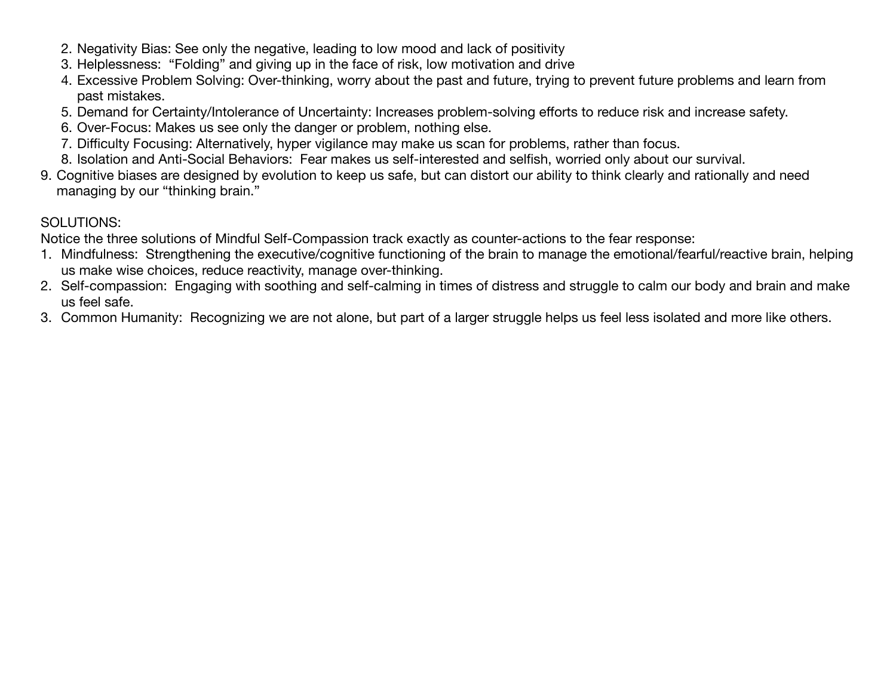2. Negativity Bias: See only the negative, leading to low mood and lack of positivity
3. Helplessness: "Folding" and giving up in the face of risk, low motivation and drive
4. Excessive Problem Solving: Over-thinking, worry about the past and future, trying to prevent future problems and learn from past mistakes.
5. Demand for Certainty/Intolerance of Uncertainty: Increases problem-solving efforts to reduce risk and increase safety.
6. Over-Focus: Makes us see only the danger or problem, nothing else.
7. Difficulty Focusing: Alternatively, hyper vigilance may make us scan for problems, rather than focus.
8. Isolation and Anti-Social Behaviors: Fear makes us self-interested and selfish, worried only about our survival.
9. Cognitive biases are designed by evolution to keep us safe, but can distort our ability to think clearly and rationally and need managing by our "thinking brain."

SOLUTIONS:

Notice the three solutions of Mindful Self-Compassion track exactly as counter-actions to the fear response:

1. Mindfulness: Strengthening the executive/cognitive functioning of the brain to manage the emotional/fearful/reactive brain, helping us make wise choices, reduce reactivity, manage over-thinking.
2. Self-compassion: Engaging with soothing and self-calming in times of distress and struggle to calm our body and brain and make us feel safe.
3. Common Humanity: Recognizing we are not alone, but part of a larger struggle helps us feel less isolated and more like others.